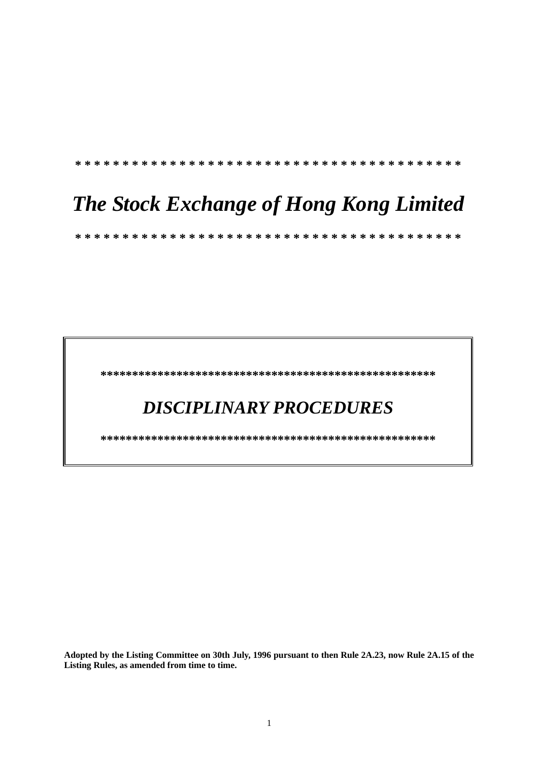* * * * * * * * * * * * * * * * * * * * * * * * * * * * * * * * * * * * * * * *

# *The Stock Exchange of Hong Kong Limited*

* * * * * * * * * * * * * * * * * * * * * * * * * * * * * * * * * * * * * * * *

*****************************************************

## *DISCIPLINARY PROCEDURES*

*****************************************************

**Adopted by the Listing Committee on 30th July, 1996 pursuant to then Rule 2A.23, now Rule 2A.15 of the Listing Rules, as amended from time to time.**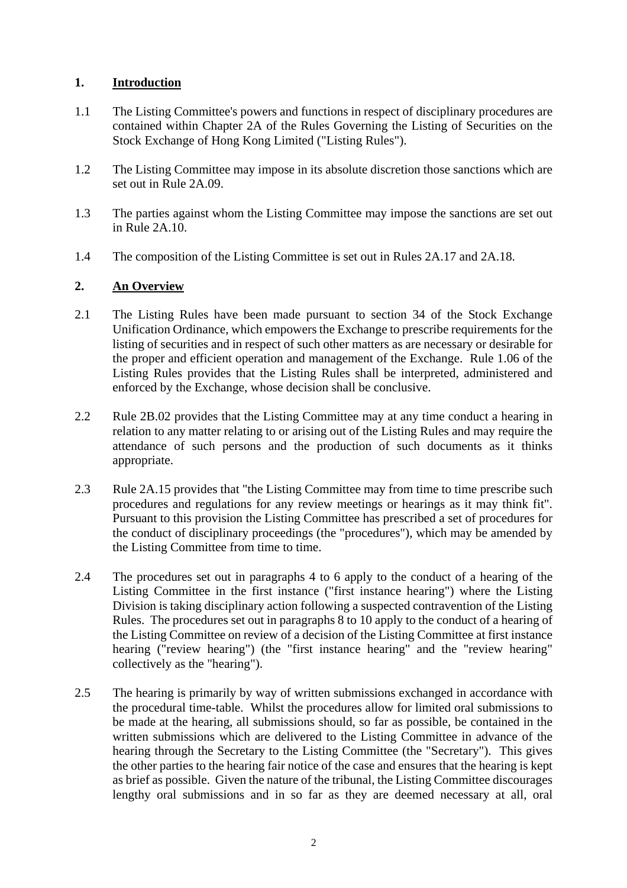## 1. Introduction

1.1 The Listing Committee's powers and functions in respect of disciplinary procedures are contained within Chapter 2A of the Rules Governing the Listing of Securities on the Stock Exchange of Hong Kong Limited ("Listing Rules").

1.2 The Listing Committee may impose in its absolute discretion those sanctions which are set out in Rule 2A.09.

1.3 The parties against whom the Listing Committee may impose the sanctions are set out in Rule 2A.10.

1.4 The composition of the Listing Committee is set out in Rules 2A.17 and 2A.18.

## 2. An Overview

2.1 The Listing Rules have been made pursuant to section 34 of the Stock Exchange Unification Ordinance, which empowers the Exchange to prescribe requirements for the listing of securities and in respect of such other matters as are necessary or desirable for the proper and efficient operation and management of the Exchange. Rule 1.06 of the Listing Rules provides that the Listing Rules shall be interpreted, administered and enforced by the Exchange, whose decision shall be conclusive.

2.2 Rule 2B.02 provides that the Listing Committee may at any time conduct a hearing in relation to any matter relating to or arising out of the Listing Rules and may require the attendance of such persons and the production of such documents as it thinks appropriate.

2.3 Rule 2A.15 provides that "the Listing Committee may from time to time prescribe such procedures and regulations for any review meetings or hearings as it may think fit". Pursuant to this provision the Listing Committee has prescribed a set of procedures for the conduct of disciplinary proceedings (the "procedures"), which may be amended by the Listing Committee from time to time.

2.4 The procedures set out in paragraphs 4 to 6 apply to the conduct of a hearing of the Listing Committee in the first instance ("first instance hearing") where the Listing Division is taking disciplinary action following a suspected contravention of the Listing Rules. The procedures set out in paragraphs 8 to 10 apply to the conduct of a hearing of the Listing Committee on review of a decision of the Listing Committee at first instance hearing ("review hearing") (the "first instance hearing" and the "review hearing" collectively as the "hearing").

2.5 The hearing is primarily by way of written submissions exchanged in accordance with the procedural time-table. Whilst the procedures allow for limited oral submissions to be made at the hearing, all submissions should, so far as possible, be contained in the written submissions which are delivered to the Listing Committee in advance of the hearing through the Secretary to the Listing Committee (the "Secretary"). This gives the other parties to the hearing fair notice of the case and ensures that the hearing is kept as brief as possible. Given the nature of the tribunal, the Listing Committee discourages lengthy oral submissions and in so far as they are deemed necessary at all, oral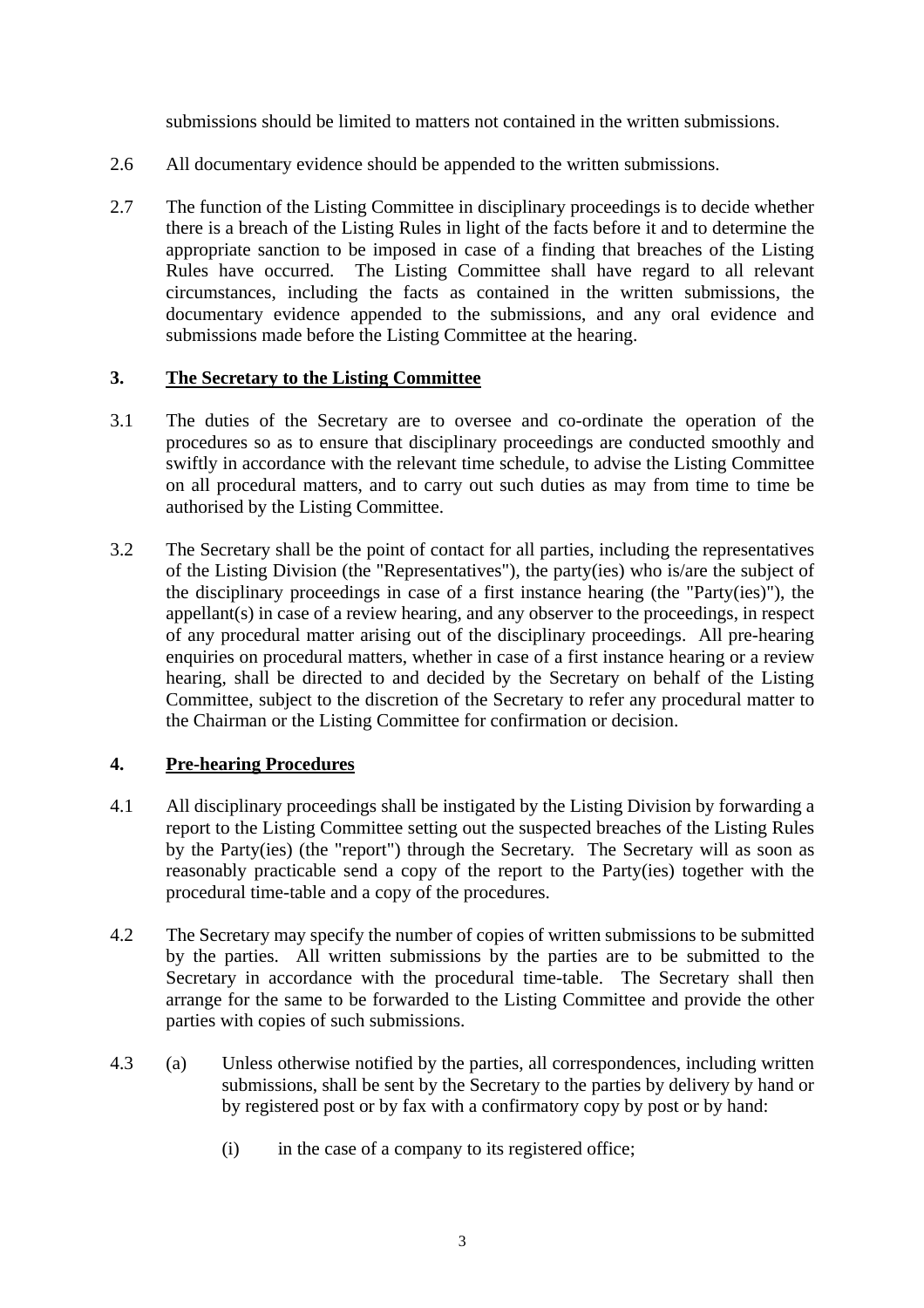submissions should be limited to matters not contained in the written submissions.

2.6 All documentary evidence should be appended to the written submissions.

2.7 The function of the Listing Committee in disciplinary proceedings is to decide whether there is a breach of the Listing Rules in light of the facts before it and to determine the appropriate sanction to be imposed in case of a finding that breaches of the Listing Rules have occurred. The Listing Committee shall have regard to all relevant circumstances, including the facts as contained in the written submissions, the documentary evidence appended to the submissions, and any oral evidence and submissions made before the Listing Committee at the hearing.

## 3. The Secretary to the Listing Committee

3.1 The duties of the Secretary are to oversee and co-ordinate the operation of the procedures so as to ensure that disciplinary proceedings are conducted smoothly and swiftly in accordance with the relevant time schedule, to advise the Listing Committee on all procedural matters, and to carry out such duties as may from time to time be authorised by the Listing Committee.

3.2 The Secretary shall be the point of contact for all parties, including the representatives of the Listing Division (the "Representatives"), the party(ies) who is/are the subject of the disciplinary proceedings in case of a first instance hearing (the "Party(ies)"), the appellant(s) in case of a review hearing, and any observer to the proceedings, in respect of any procedural matter arising out of the disciplinary proceedings. All pre-hearing enquiries on procedural matters, whether in case of a first instance hearing or a review hearing, shall be directed to and decided by the Secretary on behalf of the Listing Committee, subject to the discretion of the Secretary to refer any procedural matter to the Chairman or the Listing Committee for confirmation or decision.

## 4. Pre-hearing Procedures

4.1 All disciplinary proceedings shall be instigated by the Listing Division by forwarding a report to the Listing Committee setting out the suspected breaches of the Listing Rules by the Party(ies) (the "report") through the Secretary. The Secretary will as soon as reasonably practicable send a copy of the report to the Party(ies) together with the procedural time-table and a copy of the procedures.

4.2 The Secretary may specify the number of copies of written submissions to be submitted by the parties. All written submissions by the parties are to be submitted to the Secretary in accordance with the procedural time-table. The Secretary shall then arrange for the same to be forwarded to the Listing Committee and provide the other parties with copies of such submissions.

4.3 (a) Unless otherwise notified by the parties, all correspondences, including written submissions, shall be sent by the Secretary to the parties by delivery by hand or by registered post or by fax with a confirmatory copy by post or by hand:

(i) in the case of a company to its registered office;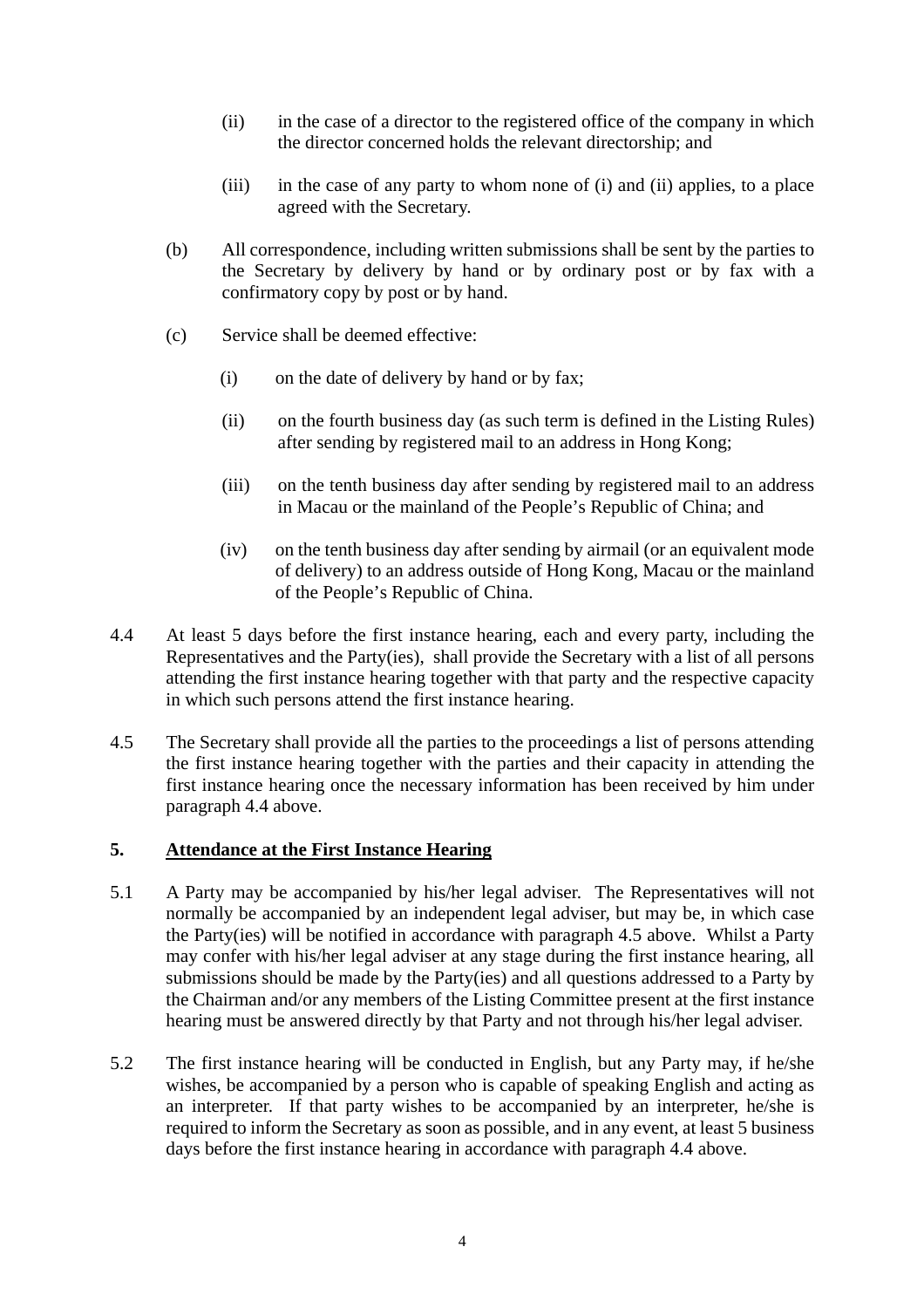(ii) in the case of a director to the registered office of the company in which the director concerned holds the relevant directorship; and

(iii) in the case of any party to whom none of (i) and (ii) applies, to a place agreed with the Secretary.

(b) All correspondence, including written submissions shall be sent by the parties to the Secretary by delivery by hand or by ordinary post or by fax with a confirmatory copy by post or by hand.

(c) Service shall be deemed effective:

(i) on the date of delivery by hand or by fax;

(ii) on the fourth business day (as such term is defined in the Listing Rules) after sending by registered mail to an address in Hong Kong;

(iii) on the tenth business day after sending by registered mail to an address in Macau or the mainland of the People's Republic of China; and

(iv) on the tenth business day after sending by airmail (or an equivalent mode of delivery) to an address outside of Hong Kong, Macau or the mainland of the People's Republic of China.

4.4 At least 5 days before the first instance hearing, each and every party, including the Representatives and the Party(ies), shall provide the Secretary with a list of all persons attending the first instance hearing together with that party and the respective capacity in which such persons attend the first instance hearing.

4.5 The Secretary shall provide all the parties to the proceedings a list of persons attending the first instance hearing together with the parties and their capacity in attending the first instance hearing once the necessary information has been received by him under paragraph 4.4 above.

## 5. Attendance at the First Instance Hearing

5.1 A Party may be accompanied by his/her legal adviser. The Representatives will not normally be accompanied by an independent legal adviser, but may be, in which case the Party(ies) will be notified in accordance with paragraph 4.5 above. Whilst a Party may confer with his/her legal adviser at any stage during the first instance hearing, all submissions should be made by the Party(ies) and all questions addressed to a Party by the Chairman and/or any members of the Listing Committee present at the first instance hearing must be answered directly by that Party and not through his/her legal adviser.

5.2 The first instance hearing will be conducted in English, but any Party may, if he/she wishes, be accompanied by a person who is capable of speaking English and acting as an interpreter. If that party wishes to be accompanied by an interpreter, he/she is required to inform the Secretary as soon as possible, and in any event, at least 5 business days before the first instance hearing in accordance with paragraph 4.4 above.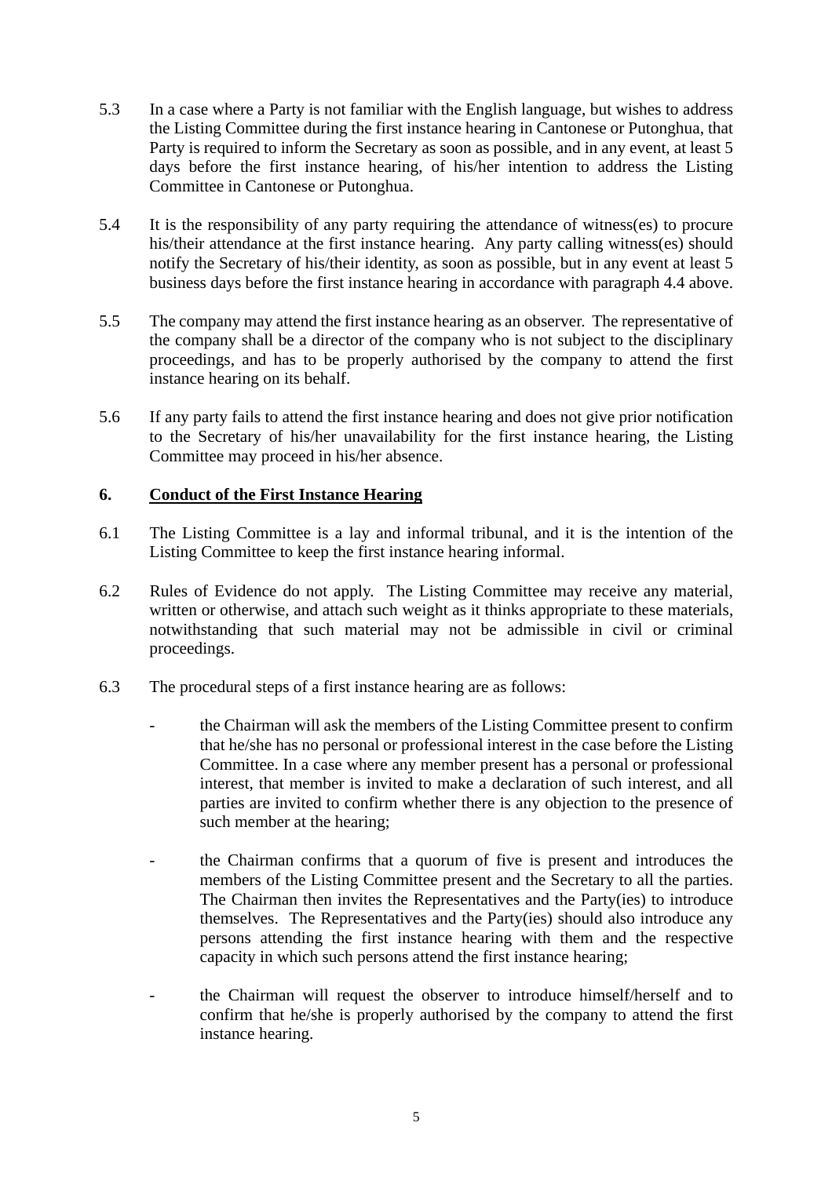5.3 In a case where a Party is not familiar with the English language, but wishes to address the Listing Committee during the first instance hearing in Cantonese or Putonghua, that Party is required to inform the Secretary as soon as possible, and in any event, at least 5 days before the first instance hearing, of his/her intention to address the Listing Committee in Cantonese or Putonghua.

5.4 It is the responsibility of any party requiring the attendance of witness(es) to procure his/their attendance at the first instance hearing. Any party calling witness(es) should notify the Secretary of his/their identity, as soon as possible, but in any event at least 5 business days before the first instance hearing in accordance with paragraph 4.4 above.

5.5 The company may attend the first instance hearing as an observer. The representative of the company shall be a director of the company who is not subject to the disciplinary proceedings, and has to be properly authorised by the company to attend the first instance hearing on its behalf.

5.6 If any party fails to attend the first instance hearing and does not give prior notification to the Secretary of his/her unavailability for the first instance hearing, the Listing Committee may proceed in his/her absence.

## 6. Conduct of the First Instance Hearing

6.1 The Listing Committee is a lay and informal tribunal, and it is the intention of the Listing Committee to keep the first instance hearing informal.

6.2 Rules of Evidence do not apply. The Listing Committee may receive any material, written or otherwise, and attach such weight as it thinks appropriate to these materials, notwithstanding that such material may not be admissible in civil or criminal proceedings.

6.3 The procedural steps of a first instance hearing are as follows:

- the Chairman will ask the members of the Listing Committee present to confirm that he/she has no personal or professional interest in the case before the Listing Committee. In a case where any member present has a personal or professional interest, that member is invited to make a declaration of such interest, and all parties are invited to confirm whether there is any objection to the presence of such member at the hearing;

- the Chairman confirms that a quorum of five is present and introduces the members of the Listing Committee present and the Secretary to all the parties. The Chairman then invites the Representatives and the Party(ies) to introduce themselves. The Representatives and the Party(ies) should also introduce any persons attending the first instance hearing with them and the respective capacity in which such persons attend the first instance hearing;

- the Chairman will request the observer to introduce himself/herself and to confirm that he/she is properly authorised by the company to attend the first instance hearing.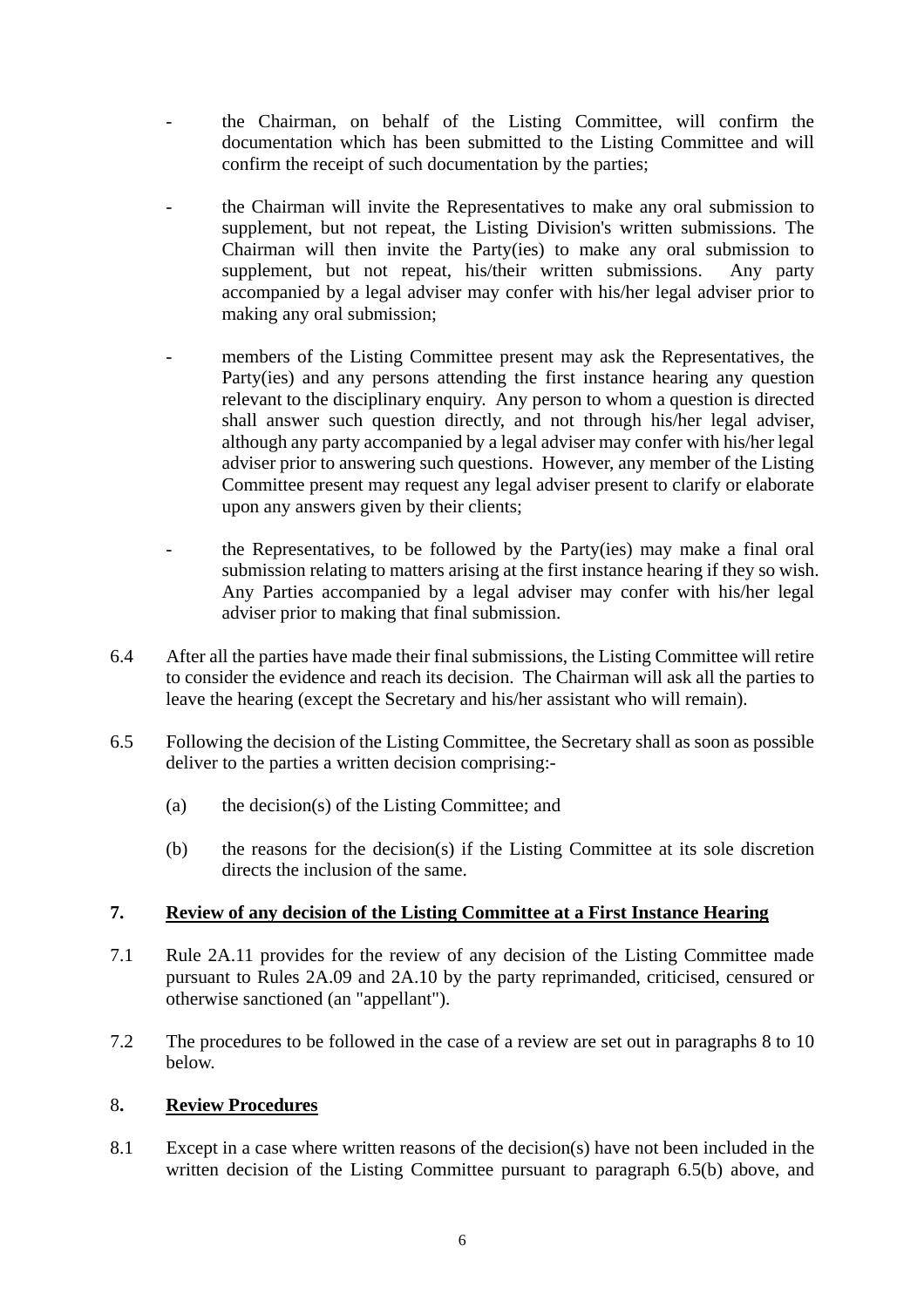- the Chairman, on behalf of the Listing Committee, will confirm the documentation which has been submitted to the Listing Committee and will confirm the receipt of such documentation by the parties;

- the Chairman will invite the Representatives to make any oral submission to supplement, but not repeat, the Listing Division's written submissions. The Chairman will then invite the Party(ies) to make any oral submission to supplement, but not repeat, his/their written submissions. Any party accompanied by a legal adviser may confer with his/her legal adviser prior to making any oral submission;

- members of the Listing Committee present may ask the Representatives, the Party(ies) and any persons attending the first instance hearing any question relevant to the disciplinary enquiry. Any person to whom a question is directed shall answer such question directly, and not through his/her legal adviser, although any party accompanied by a legal adviser may confer with his/her legal adviser prior to answering such questions. However, any member of the Listing Committee present may request any legal adviser present to clarify or elaborate upon any answers given by their clients;

- the Representatives, to be followed by the Party(ies) may make a final oral submission relating to matters arising at the first instance hearing if they so wish. Any Parties accompanied by a legal adviser may confer with his/her legal adviser prior to making that final submission.

6.4 After all the parties have made their final submissions, the Listing Committee will retire to consider the evidence and reach its decision. The Chairman will ask all the parties to leave the hearing (except the Secretary and his/her assistant who will remain).

6.5 Following the decision of the Listing Committee, the Secretary shall as soon as possible deliver to the parties a written decision comprising:-

(a) the decision(s) of the Listing Committee; and

(b) the reasons for the decision(s) if the Listing Committee at its sole discretion directs the inclusion of the same.

## 7. Review of any decision of the Listing Committee at a First Instance Hearing

7.1 Rule 2A.11 provides for the review of any decision of the Listing Committee made pursuant to Rules 2A.09 and 2A.10 by the party reprimanded, criticised, censured or otherwise sanctioned (an "appellant").

7.2 The procedures to be followed in the case of a review are set out in paragraphs 8 to 10 below.

## 8. Review Procedures

8.1 Except in a case where written reasons of the decision(s) have not been included in the written decision of the Listing Committee pursuant to paragraph 6.5(b) above, and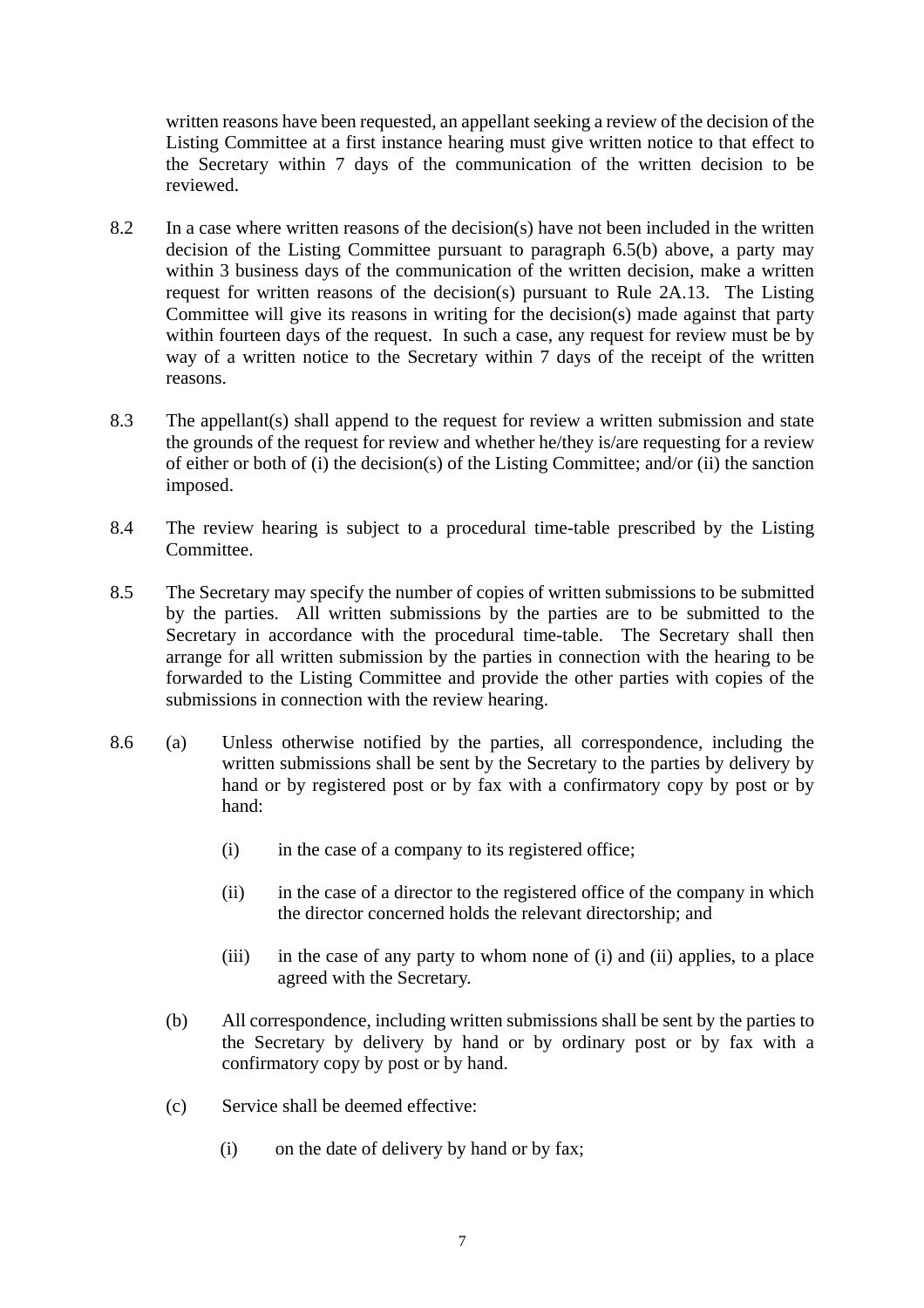written reasons have been requested, an appellant seeking a review of the decision of the Listing Committee at a first instance hearing must give written notice to that effect to the Secretary within 7 days of the communication of the written decision to be reviewed.

8.2 In a case where written reasons of the decision(s) have not been included in the written decision of the Listing Committee pursuant to paragraph 6.5(b) above, a party may within 3 business days of the communication of the written decision, make a written request for written reasons of the decision(s) pursuant to Rule 2A.13. The Listing Committee will give its reasons in writing for the decision(s) made against that party within fourteen days of the request. In such a case, any request for review must be by way of a written notice to the Secretary within 7 days of the receipt of the written reasons.

8.3 The appellant(s) shall append to the request for review a written submission and state the grounds of the request for review and whether he/they is/are requesting for a review of either or both of (i) the decision(s) of the Listing Committee; and/or (ii) the sanction imposed.

8.4 The review hearing is subject to a procedural time-table prescribed by the Listing Committee.

8.5 The Secretary may specify the number of copies of written submissions to be submitted by the parties. All written submissions by the parties are to be submitted to the Secretary in accordance with the procedural time-table. The Secretary shall then arrange for all written submission by the parties in connection with the hearing to be forwarded to the Listing Committee and provide the other parties with copies of the submissions in connection with the review hearing.

8.6 (a) Unless otherwise notified by the parties, all correspondence, including the written submissions shall be sent by the Secretary to the parties by delivery by hand or by registered post or by fax with a confirmatory copy by post or by hand:

(i) in the case of a company to its registered office;

(ii) in the case of a director to the registered office of the company in which the director concerned holds the relevant directorship; and

(iii) in the case of any party to whom none of (i) and (ii) applies, to a place agreed with the Secretary.

(b) All correspondence, including written submissions shall be sent by the parties to the Secretary by delivery by hand or by ordinary post or by fax with a confirmatory copy by post or by hand.

(c) Service shall be deemed effective:

(i) on the date of delivery by hand or by fax;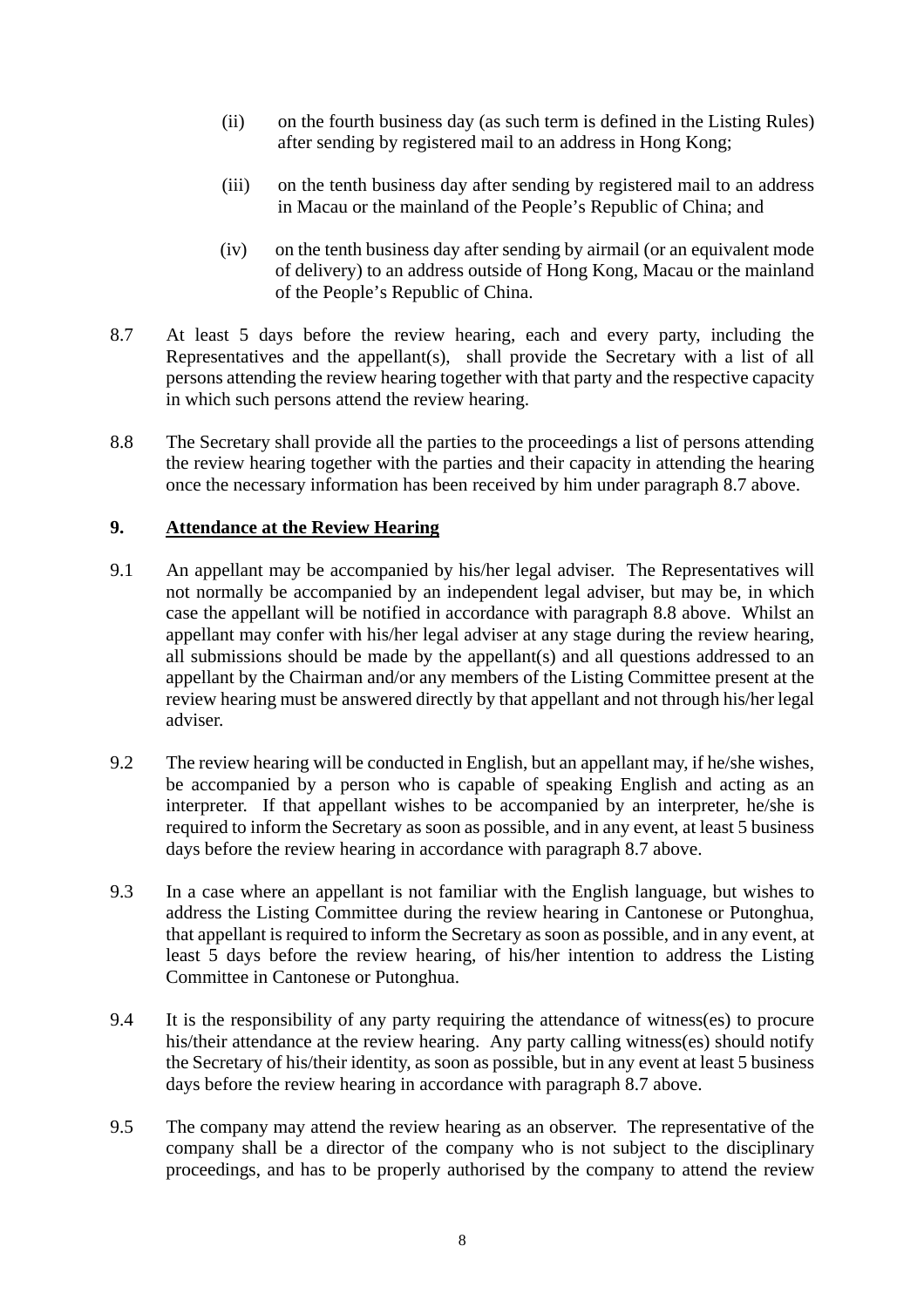(ii) on the fourth business day (as such term is defined in the Listing Rules) after sending by registered mail to an address in Hong Kong;

(iii) on the tenth business day after sending by registered mail to an address in Macau or the mainland of the People's Republic of China; and

(iv) on the tenth business day after sending by airmail (or an equivalent mode of delivery) to an address outside of Hong Kong, Macau or the mainland of the People's Republic of China.

8.7 At least 5 days before the review hearing, each and every party, including the Representatives and the appellant(s), shall provide the Secretary with a list of all persons attending the review hearing together with that party and the respective capacity in which such persons attend the review hearing.

8.8 The Secretary shall provide all the parties to the proceedings a list of persons attending the review hearing together with the parties and their capacity in attending the hearing once the necessary information has been received by him under paragraph 8.7 above.

## 9. Attendance at the Review Hearing

9.1 An appellant may be accompanied by his/her legal adviser. The Representatives will not normally be accompanied by an independent legal adviser, but may be, in which case the appellant will be notified in accordance with paragraph 8.8 above. Whilst an appellant may confer with his/her legal adviser at any stage during the review hearing, all submissions should be made by the appellant(s) and all questions addressed to an appellant by the Chairman and/or any members of the Listing Committee present at the review hearing must be answered directly by that appellant and not through his/her legal adviser.

9.2 The review hearing will be conducted in English, but an appellant may, if he/she wishes, be accompanied by a person who is capable of speaking English and acting as an interpreter. If that appellant wishes to be accompanied by an interpreter, he/she is required to inform the Secretary as soon as possible, and in any event, at least 5 business days before the review hearing in accordance with paragraph 8.7 above.

9.3 In a case where an appellant is not familiar with the English language, but wishes to address the Listing Committee during the review hearing in Cantonese or Putonghua, that appellant is required to inform the Secretary as soon as possible, and in any event, at least 5 days before the review hearing, of his/her intention to address the Listing Committee in Cantonese or Putonghua.

9.4 It is the responsibility of any party requiring the attendance of witness(es) to procure his/their attendance at the review hearing. Any party calling witness(es) should notify the Secretary of his/their identity, as soon as possible, but in any event at least 5 business days before the review hearing in accordance with paragraph 8.7 above.

9.5 The company may attend the review hearing as an observer. The representative of the company shall be a director of the company who is not subject to the disciplinary proceedings, and has to be properly authorised by the company to attend the review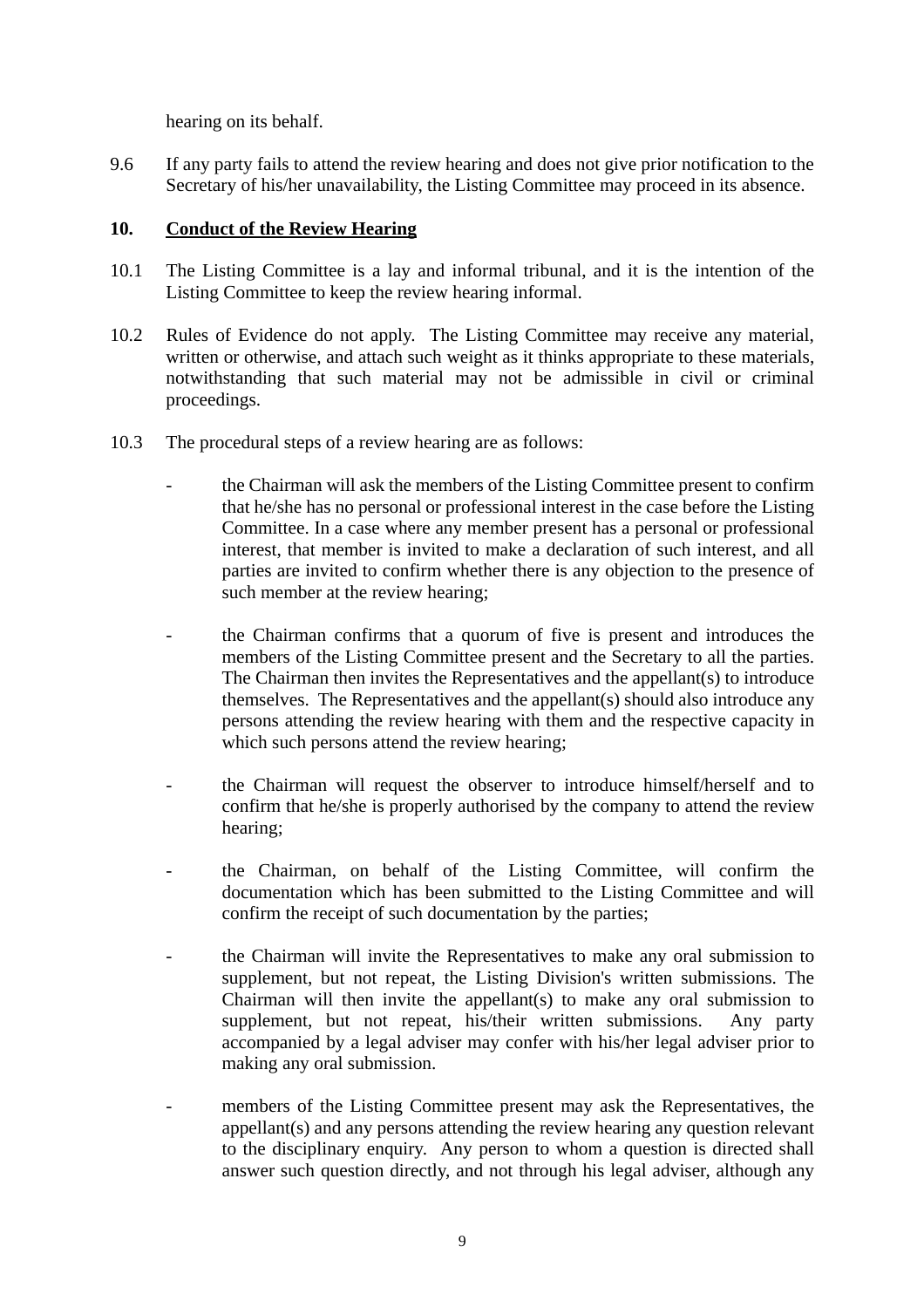hearing on its behalf.

9.6 If any party fails to attend the review hearing and does not give prior notification to the Secretary of his/her unavailability, the Listing Committee may proceed in its absence.

## 10. Conduct of the Review Hearing

10.1 The Listing Committee is a lay and informal tribunal, and it is the intention of the Listing Committee to keep the review hearing informal.

10.2 Rules of Evidence do not apply. The Listing Committee may receive any material, written or otherwise, and attach such weight as it thinks appropriate to these materials, notwithstanding that such material may not be admissible in civil or criminal proceedings.

10.3 The procedural steps of a review hearing are as follows:

- the Chairman will ask the members of the Listing Committee present to confirm that he/she has no personal or professional interest in the case before the Listing Committee. In a case where any member present has a personal or professional interest, that member is invited to make a declaration of such interest, and all parties are invited to confirm whether there is any objection to the presence of such member at the review hearing;

- the Chairman confirms that a quorum of five is present and introduces the members of the Listing Committee present and the Secretary to all the parties. The Chairman then invites the Representatives and the appellant(s) to introduce themselves. The Representatives and the appellant(s) should also introduce any persons attending the review hearing with them and the respective capacity in which such persons attend the review hearing;

- the Chairman will request the observer to introduce himself/herself and to confirm that he/she is properly authorised by the company to attend the review hearing;

- the Chairman, on behalf of the Listing Committee, will confirm the documentation which has been submitted to the Listing Committee and will confirm the receipt of such documentation by the parties;

- the Chairman will invite the Representatives to make any oral submission to supplement, but not repeat, the Listing Division's written submissions. The Chairman will then invite the appellant(s) to make any oral submission to supplement, but not repeat, his/their written submissions. Any party accompanied by a legal adviser may confer with his/her legal adviser prior to making any oral submission.

- members of the Listing Committee present may ask the Representatives, the appellant(s) and any persons attending the review hearing any question relevant to the disciplinary enquiry. Any person to whom a question is directed shall answer such question directly, and not through his legal adviser, although any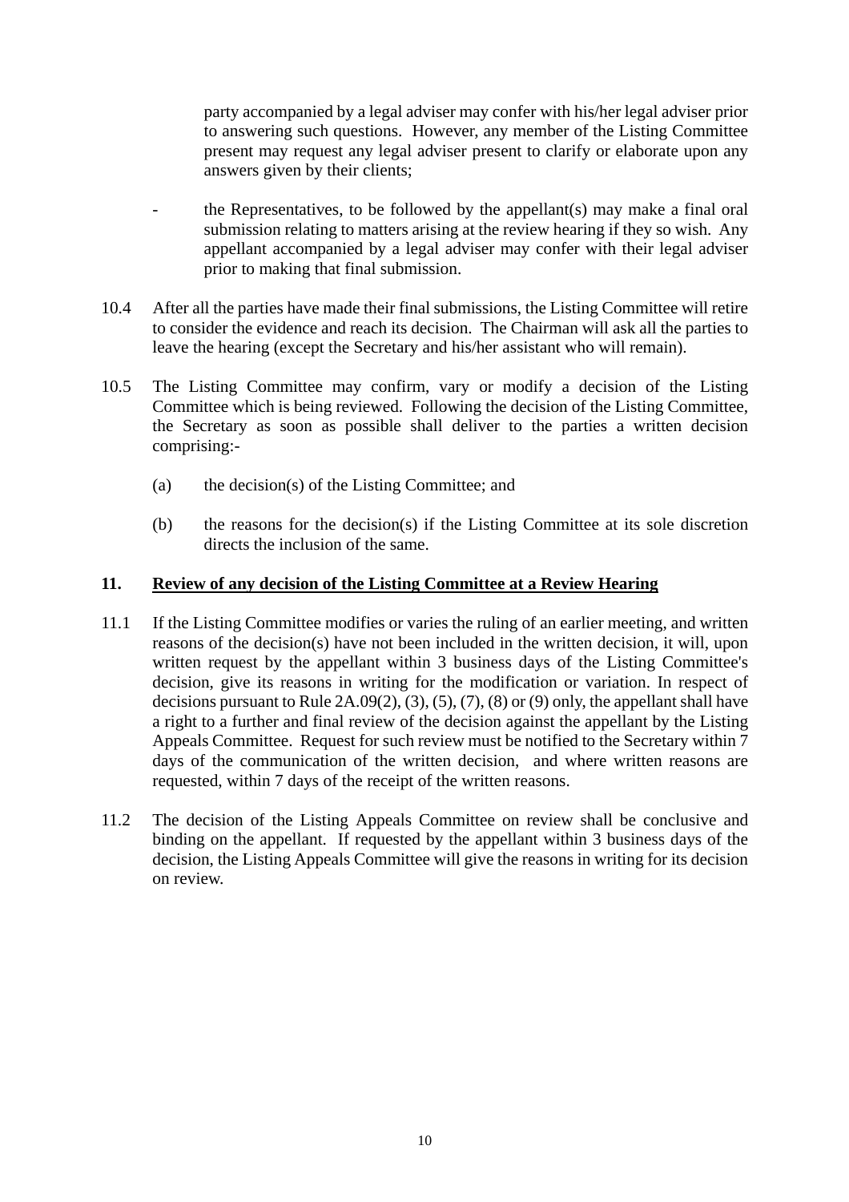party accompanied by a legal adviser may confer with his/her legal adviser prior to answering such questions. However, any member of the Listing Committee present may request any legal adviser present to clarify or elaborate upon any answers given by their clients;

- the Representatives, to be followed by the appellant(s) may make a final oral submission relating to matters arising at the review hearing if they so wish. Any appellant accompanied by a legal adviser may confer with their legal adviser prior to making that final submission.

10.4 After all the parties have made their final submissions, the Listing Committee will retire to consider the evidence and reach its decision. The Chairman will ask all the parties to leave the hearing (except the Secretary and his/her assistant who will remain).

10.5 The Listing Committee may confirm, vary or modify a decision of the Listing Committee which is being reviewed. Following the decision of the Listing Committee, the Secretary as soon as possible shall deliver to the parties a written decision comprising:-

(a) the decision(s) of the Listing Committee; and

(b) the reasons for the decision(s) if the Listing Committee at its sole discretion directs the inclusion of the same.

## 11. Review of any decision of the Listing Committee at a Review Hearing

11.1 If the Listing Committee modifies or varies the ruling of an earlier meeting, and written reasons of the decision(s) have not been included in the written decision, it will, upon written request by the appellant within 3 business days of the Listing Committee's decision, give its reasons in writing for the modification or variation. In respect of decisions pursuant to Rule 2A.09(2), (3), (5), (7), (8) or (9) only, the appellant shall have a right to a further and final review of the decision against the appellant by the Listing Appeals Committee. Request for such review must be notified to the Secretary within 7 days of the communication of the written decision, and where written reasons are requested, within 7 days of the receipt of the written reasons.

11.2 The decision of the Listing Appeals Committee on review shall be conclusive and binding on the appellant. If requested by the appellant within 3 business days of the decision, the Listing Appeals Committee will give the reasons in writing for its decision on review.